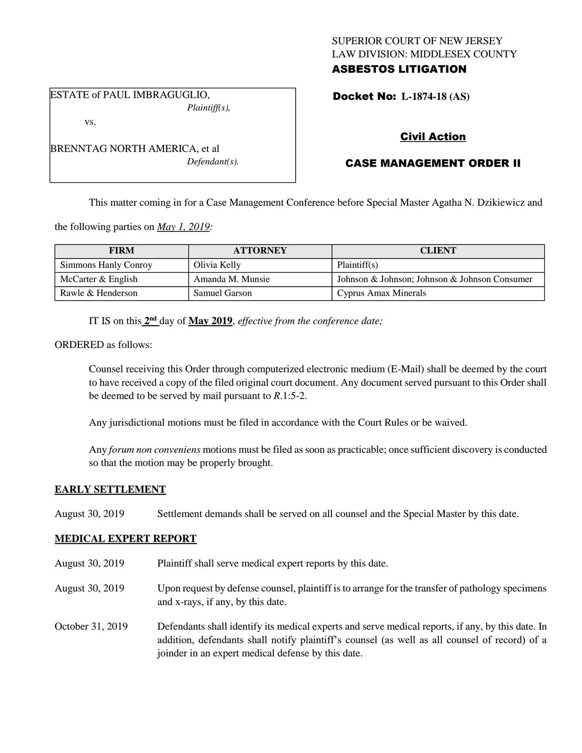SUPERIOR COURT OF NEW JERSEY
LAW DIVISION: MIDDLESEX COUNTY
**ASBESTOS LITIGATION**

ESTATE of PAUL IMBRAGUGLIO,
*Plaintiff(s),*

vs.

BRENNTAG NORTH AMERICA, et al
*Defendant(s).*

**Docket No: L-1874-18 (AS)**

**Civil Action**

**CASE MANAGEMENT ORDER II**

This matter coming in for a Case Management Conference before Special Master Agatha N. Dzikiewicz and the following parties on *May 1, 2019*:

| FIRM | ATTORNEY | CLIENT |
|---|---|---|
| Simmons Hanly Conroy | Olivia Kelly | Plaintiff(s) |
| McCarter & English | Amanda M. Munsie | Johnson & Johnson; Johnson & Johnson Consumer |
| Rawle & Henderson | Samuel Garson | Cyprus Amax Minerals |

IT IS on this **2nd** day of **May 2019**, *effective from the conference date;*

ORDERED as follows:

Counsel receiving this Order through computerized electronic medium (E-Mail) shall be deemed by the court to have received a copy of the filed original court document. Any document served pursuant to this Order shall be deemed to be served by mail pursuant to *R*.1:5-2.

Any jurisdictional motions must be filed in accordance with the Court Rules or be waived.

Any *forum non conveniens* motions must be filed as soon as practicable; once sufficient discovery is conducted so that the motion may be properly brought.

**EARLY SETTLEMENT**

August 30, 2019 — Settlement demands shall be served on all counsel and the Special Master by this date.

**MEDICAL EXPERT REPORT**

August 30, 2019 — Plaintiff shall serve medical expert reports by this date.

August 30, 2019 — Upon request by defense counsel, plaintiff is to arrange for the transfer of pathology specimens and x-rays, if any, by this date.

October 31, 2019 — Defendants shall identify its medical experts and serve medical reports, if any, by this date. In addition, defendants shall notify plaintiff's counsel (as well as all counsel of record) of a joinder in an expert medical defense by this date.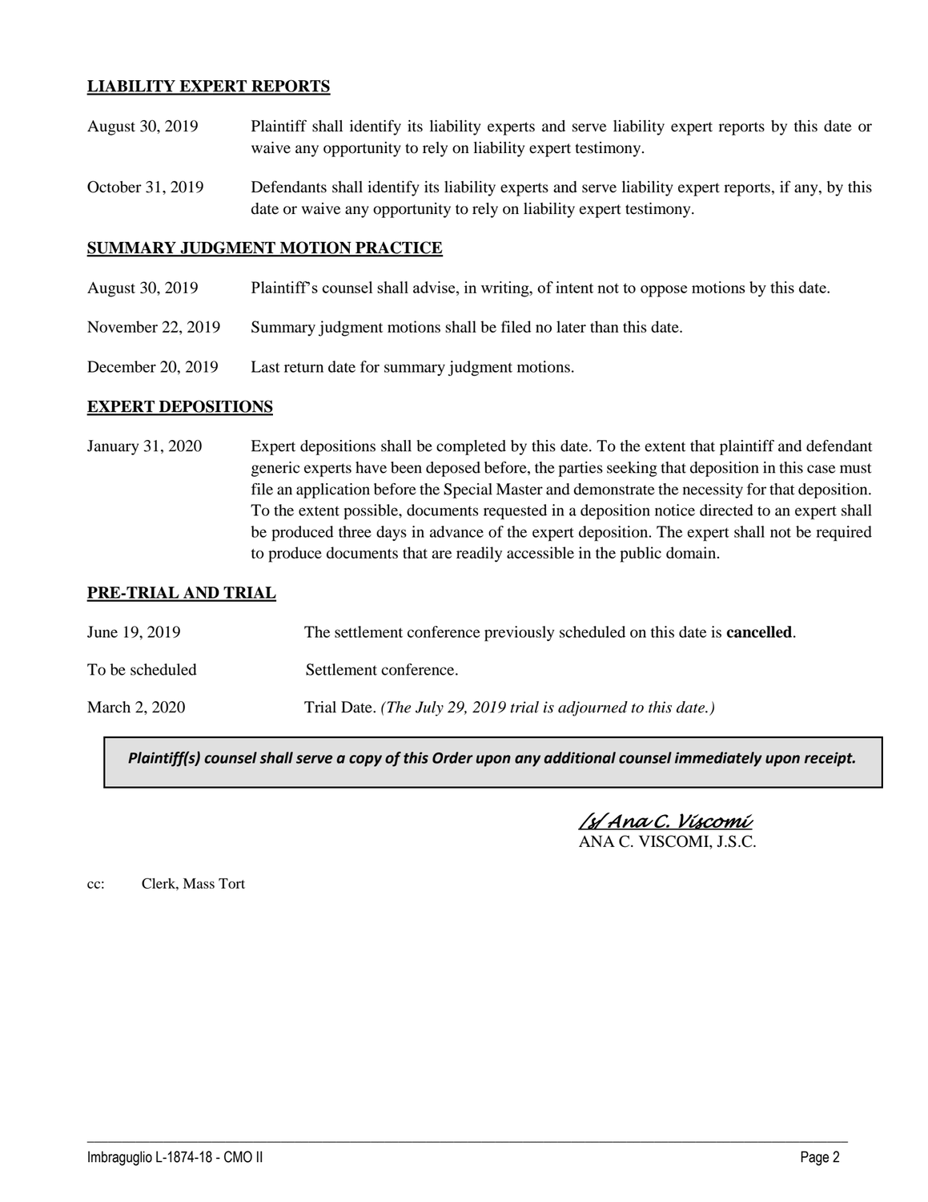**LIABILITY EXPERT REPORTS**

| | |
|---|---|
| August 30, 2019 | Plaintiff shall identify its liability experts and serve liability expert reports by this date or waive any opportunity to rely on liability expert testimony. |
| October 31, 2019 | Defendants shall identify its liability experts and serve liability expert reports, if any, by this date or waive any opportunity to rely on liability expert testimony. |

**SUMMARY JUDGMENT MOTION PRACTICE**

| | |
|---|---|
| August 30, 2019 | Plaintiff's counsel shall advise, in writing, of intent not to oppose motions by this date. |
| November 22, 2019 | Summary judgment motions shall be filed no later than this date. |
| December 20, 2019 | Last return date for summary judgment motions. |

**EXPERT DEPOSITIONS**

| | |
|---|---|
| January 31, 2020 | Expert depositions shall be completed by this date. To the extent that plaintiff and defendant generic experts have been deposed before, the parties seeking that deposition in this case must file an application before the Special Master and demonstrate the necessity for that deposition. To the extent possible, documents requested in a deposition notice directed to an expert shall be produced three days in advance of the expert deposition. The expert shall not be required to produce documents that are readily accessible in the public domain. |

**PRE-TRIAL AND TRIAL**

| | |
|---|---|
| June 19, 2019 | The settlement conference previously scheduled on this date is **cancelled**. |
| To be scheduled | Settlement conference. |
| March 2, 2020 | Trial Date. *(The July 29, 2019 trial is adjourned to this date.)* |

***Plaintiff(s) counsel shall serve a copy of this Order upon any additional counsel immediately upon receipt.***

/s/ Ana C. Viscomi
ANA C. VISCOMI, J.S.C.

cc: Clerk, Mass Tort